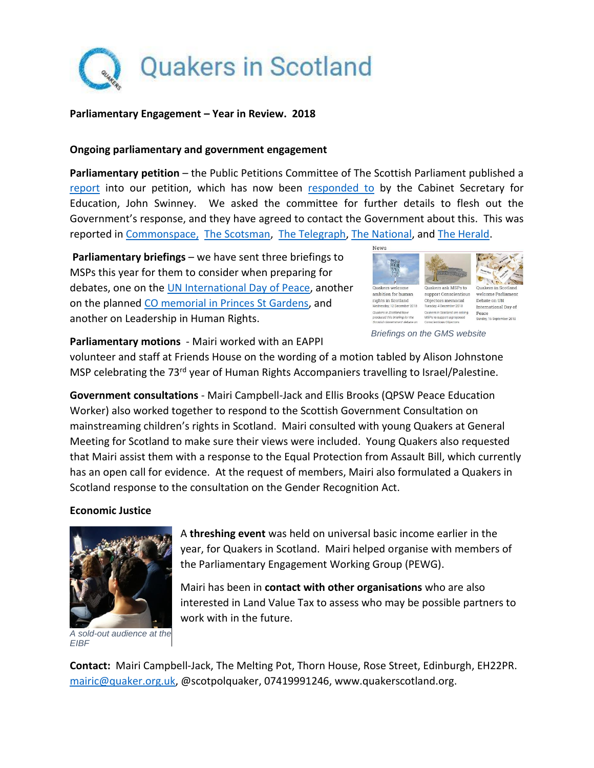# Quakers in Scotland

**Parliamentary Engagement – Year in Review. 2018**

## Ongoing parliamentary and government engagement

**Parliamentary petition** – the Public Petitions Committee of The Scottish Parliament published a report into our petition, which has now been responded to by the Cabinet Secretary for Education, John Swinney. We asked the committee for further details to flesh out the Government's response, and they have agreed to contact the Government about this. This was reported in Commonspace, The Scotsman, The Telegraph, The National, and The Herald.

**Parliamentary briefings** – we have sent three briefings to MSPs this year for them to consider when preparing for debates, one on the UN International Day of Peace, another on the planned CO memorial in Princes St Gardens, and another on Leadership in Human Rights.

*Briefings on the GMS website*

**Parliamentary motions** - Mairi worked with an EAPPI volunteer and staff at Friends House on the wording of a motion tabled by Alison Johnstone MSP celebrating the 73rd year of Human Rights Accompaniers travelling to Israel/Palestine.

**Government consultations** - Mairi Campbell-Jack and Ellis Brooks (QPSW Peace Education Worker) also worked together to respond to the Scottish Government Consultation on mainstreaming children's rights in Scotland. Mairi consulted with young Quakers at General Meeting for Scotland to make sure their views were included. Young Quakers also requested that Mairi assist them with a response to the Equal Protection from Assault Bill, which currently has an open call for evidence. At the request of members, Mairi also formulated a Quakers in Scotland response to the consultation on the Gender Recognition Act.

## Economic Justice

A **threshing event** was held on universal basic income earlier in the year, for Quakers in Scotland. Mairi helped organise with members of the Parliamentary Engagement Working Group (PEWG).

Mairi has been in **contact with other organisations** who are also interested in Land Value Tax to assess who may be possible partners to work with in the future.

*A sold-out audience at the EIBF*

**Contact:** Mairi Campbell-Jack, The Melting Pot, Thorn House, Rose Street, Edinburgh, EH22PR. mairic@quaker.org.uk, @scotpolquaker, 07419991246, www.quakerscotland.org.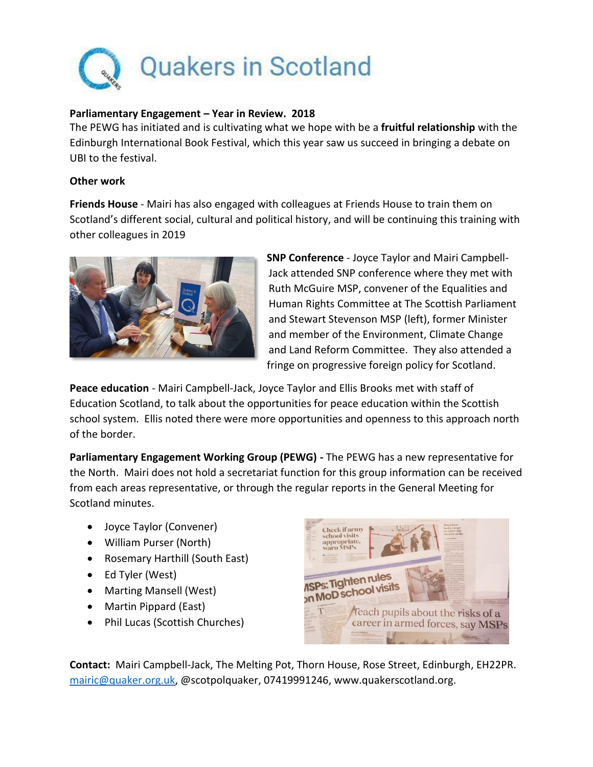# Quakers in Scotland

**Parliamentary Engagement – Year in Review. 2018**

The PEWG has initiated and is cultivating what we hope with be a **fruitful relationship** with the Edinburgh International Book Festival, which this year saw us succeed in bringing a debate on UBI to the festival.

**Other work**

**Friends House** - Mairi has also engaged with colleagues at Friends House to train them on Scotland's different social, cultural and political history, and will be continuing this training with other colleagues in 2019

**SNP Conference** - Joyce Taylor and Mairi Campbell-Jack attended SNP conference where they met with Ruth McGuire MSP, convener of the Equalities and Human Rights Committee at The Scottish Parliament and Stewart Stevenson MSP (left), former Minister and member of the Environment, Climate Change and Land Reform Committee. They also attended a fringe on progressive foreign policy for Scotland.

**Peace education** - Mairi Campbell-Jack, Joyce Taylor and Ellis Brooks met with staff of Education Scotland, to talk about the opportunities for peace education within the Scottish school system. Ellis noted there were more opportunities and openness to this approach north of the border.

**Parliamentary Engagement Working Group (PEWG) -** The PEWG has a new representative for the North. Mairi does not hold a secretariat function for this group information can be received from each areas representative, or through the regular reports in the General Meeting for Scotland minutes.

- Joyce Taylor (Convener)
- William Purser (North)
- Rosemary Harthill (South East)
- Ed Tyler (West)
- Marting Mansell (West)
- Martin Pippard (East)
- Phil Lucas (Scottish Churches)

**Contact:** Mairi Campbell-Jack, The Melting Pot, Thorn House, Rose Street, Edinburgh, EH22PR. mairic@quaker.org.uk, @scotpolquaker, 07419991246, www.quakerscotland.org.